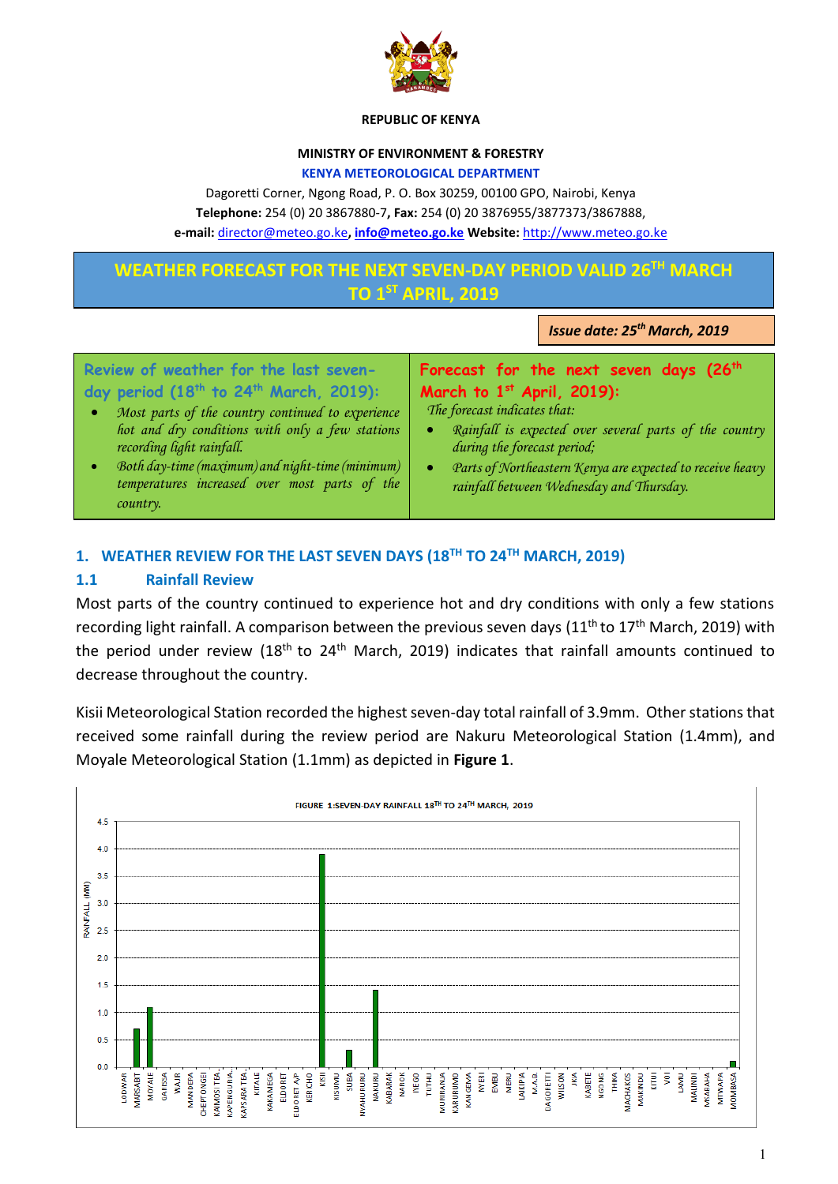REPUBLIC OF KENYA

MINISTRY OF ENVIRONMENT & FORESTRY

KENYA METEOROLOGICAL DEPARTMENT

Dagoretti Corner, Ngong Road, P. O. Box 30259, 00100 GPO, Nairobi, Kenya

**Telephone:** 254 (0) 20 3867880-7, **Fax:** 254 (0) 20 3876955/3877373/3867888,

**e-mail:** director@meteo.go.ke, **info@meteo.go.ke** **Website:** http://www.meteo.go.ke

# WEATHER FORECAST FOR THE NEXT SEVEN-DAY PERIOD VALID 26TH MARCH TO 1ST APRIL, 2019

***Issue date: 25th March, 2019***

**Review of weather for the last seven-day period (18th to 24th March, 2019):**

- *Most parts of the country continued to experience hot and dry conditions with only a few stations recording light rainfall.*
- *Both day-time (maximum) and night-time (minimum) temperatures increased over most parts of the country.*

**Forecast for the next seven days (26th March to 1st April, 2019):**

*The forecast indicates that:*

- *Rainfall is expected over several parts of the country during the forecast period;*
- *Parts of Northeastern Kenya are expected to receive heavy rainfall between Wednesday and Thursday.*

## 1. WEATHER REVIEW FOR THE LAST SEVEN DAYS (18TH TO 24TH MARCH, 2019)

### 1.1 Rainfall Review

Most parts of the country continued to experience hot and dry conditions with only a few stations recording light rainfall. A comparison between the previous seven days (11th to 17th March, 2019) with the period under review (18th to 24th March, 2019) indicates that rainfall amounts continued to decrease throughout the country.

Kisii Meteorological Station recorded the highest seven-day total rainfall of 3.9mm. Other stations that received some rainfall during the review period are Nakuru Meteorological Station (1.4mm), and Moyale Meteorological Station (1.1mm) as depicted in **Figure 1**.

FIGURE 1:SEVEN-DAY RAINFALL 18TH TO 24TH MARCH, 2019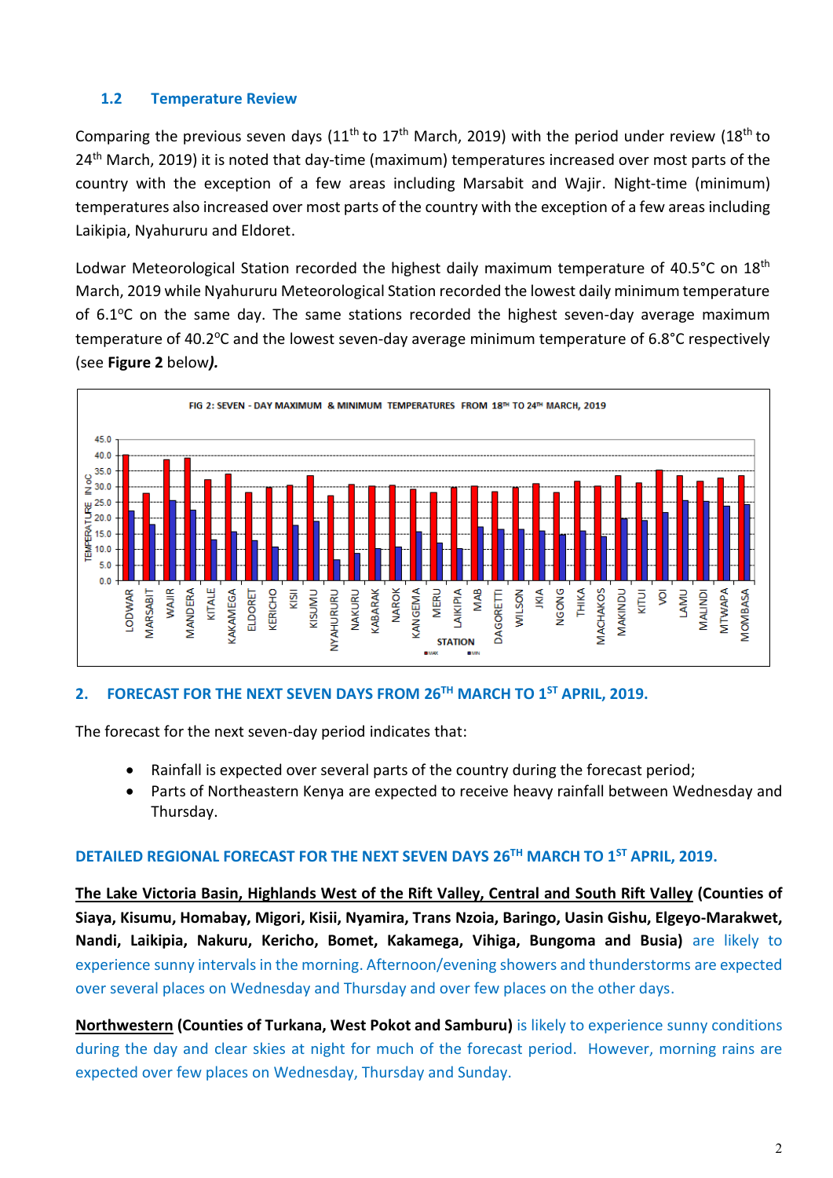### 1.2 Temperature Review

Comparing the previous seven days (11th to 17th March, 2019) with the period under review (18th to 24th March, 2019) it is noted that day-time (maximum) temperatures increased over most parts of the country with the exception of a few areas including Marsabit and Wajir. Night-time (minimum) temperatures also increased over most parts of the country with the exception of a few areas including Laikipia, Nyahururu and Eldoret.

Lodwar Meteorological Station recorded the highest daily maximum temperature of 40.5°C on 18th March, 2019 while Nyahururu Meteorological Station recorded the lowest daily minimum temperature of 6.1°C on the same day. The same stations recorded the highest seven-day average maximum temperature of 40.2°C and the lowest seven-day average minimum temperature of 6.8°C respectively (see **Figure 2** below***)***.

FIG 2: SEVEN - DAY MAXIMUM & MINIMUM TEMPERATURES FROM 18TH TO 24TH MARCH, 2019

## 2. FORECAST FOR THE NEXT SEVEN DAYS FROM 26TH MARCH TO 1ST APRIL, 2019.

The forecast for the next seven-day period indicates that:

- Rainfall is expected over several parts of the country during the forecast period;
- Parts of Northeastern Kenya are expected to receive heavy rainfall between Wednesday and Thursday.

### DETAILED REGIONAL FORECAST FOR THE NEXT SEVEN DAYS 26TH MARCH TO 1ST APRIL, 2019.

**The Lake Victoria Basin, Highlands West of the Rift Valley, Central and South Rift Valley (Counties of Siaya, Kisumu, Homabay, Migori, Kisii, Nyamira, Trans Nzoia, Baringo, Uasin Gishu, Elgeyo-Marakwet, Nandi, Laikipia, Nakuru, Kericho, Bomet, Kakamega, Vihiga, Bungoma and Busia)** are likely to experience sunny intervals in the morning. Afternoon/evening showers and thunderstorms are expected over several places on Wednesday and Thursday and over few places on the other days.

**Northwestern (Counties of Turkana, West Pokot and Samburu)** is likely to experience sunny conditions during the day and clear skies at night for much of the forecast period. However, morning rains are expected over few places on Wednesday, Thursday and Sunday.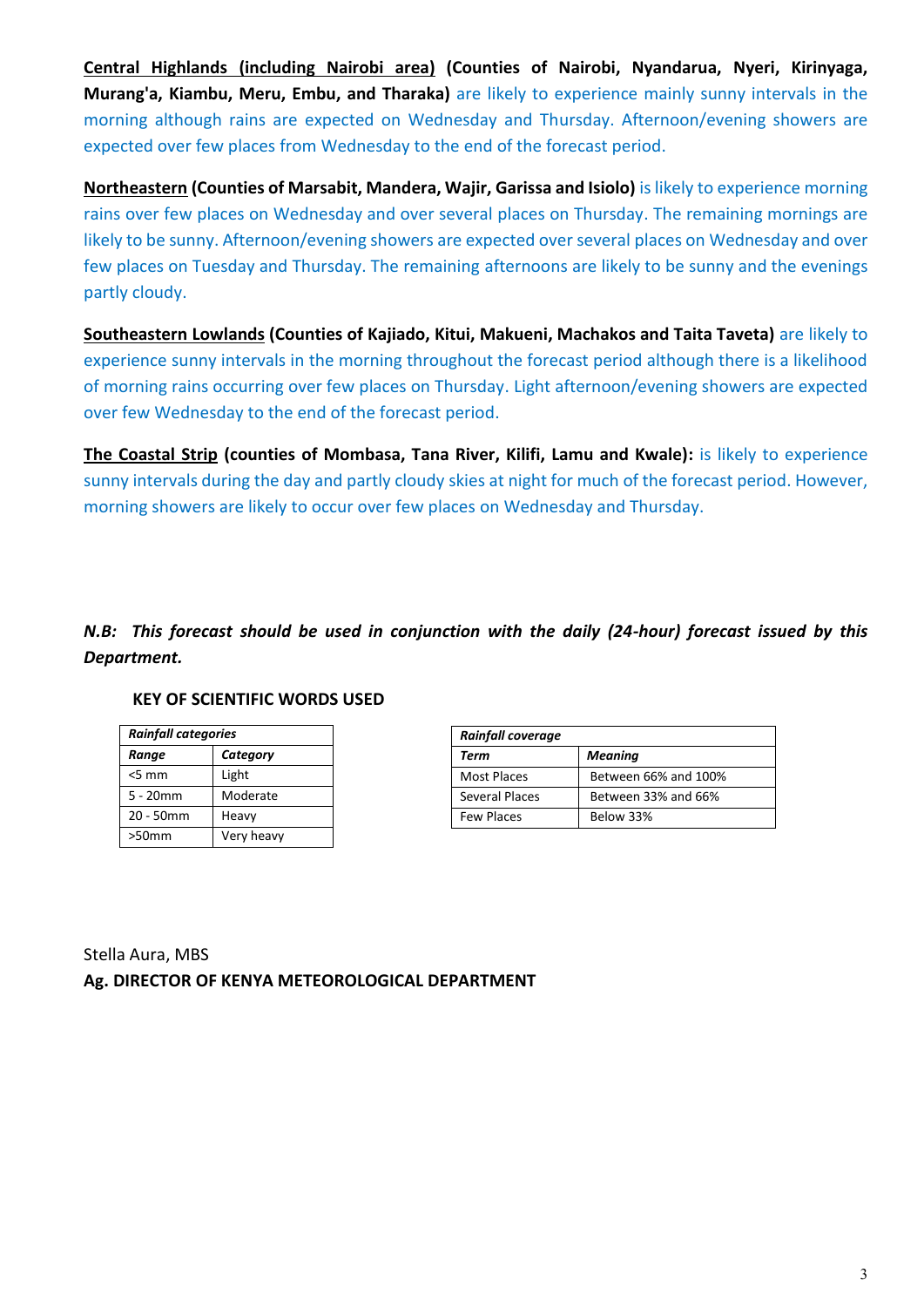**<u>Central Highlands (including Nairobi area)</u> (Counties of Nairobi, Nyandarua, Nyeri, Kirinyaga, Murang'a, Kiambu, Meru, Embu, and Tharaka)** are likely to experience mainly sunny intervals in the morning although rains are expected on Wednesday and Thursday. Afternoon/evening showers are expected over few places from Wednesday to the end of the forecast period.

**<u>Northeastern</u> (Counties of Marsabit, Mandera, Wajir, Garissa and Isiolo)** is likely to experience morning rains over few places on Wednesday and over several places on Thursday. The remaining mornings are likely to be sunny. Afternoon/evening showers are expected over several places on Wednesday and over few places on Tuesday and Thursday. The remaining afternoons are likely to be sunny and the evenings partly cloudy.

**<u>Southeastern Lowlands</u> (Counties of Kajiado, Kitui, Makueni, Machakos and Taita Taveta)** are likely to experience sunny intervals in the morning throughout the forecast period although there is a likelihood of morning rains occurring over few places on Thursday. Light afternoon/evening showers are expected over few Wednesday to the end of the forecast period.

**<u>The Coastal Strip</u> (counties of Mombasa, Tana River, Kilifi, Lamu and Kwale):** is likely to experience sunny intervals during the day and partly cloudy skies at night for much of the forecast period. However, morning showers are likely to occur over few places on Wednesday and Thursday.

***N.B: This forecast should be used in conjunction with the daily (24-hour) forecast issued by this Department.***

**KEY OF SCIENTIFIC WORDS USED**

| ***Rainfall categories*** | |
|---|---|
| ***Range*** | ***Category*** |
| <5 mm | Light |
| 5 - 20mm | Moderate |
| 20 - 50mm | Heavy |
| >50mm | Very heavy |

| ***Rainfall coverage*** | |
|---|---|
| ***Term*** | ***Meaning*** |
| Most Places | Between 66% and 100% |
| Several Places | Between 33% and 66% |
| Few Places | Below 33% |

Stella Aura, MBS

**Ag. DIRECTOR OF KENYA METEOROLOGICAL DEPARTMENT**